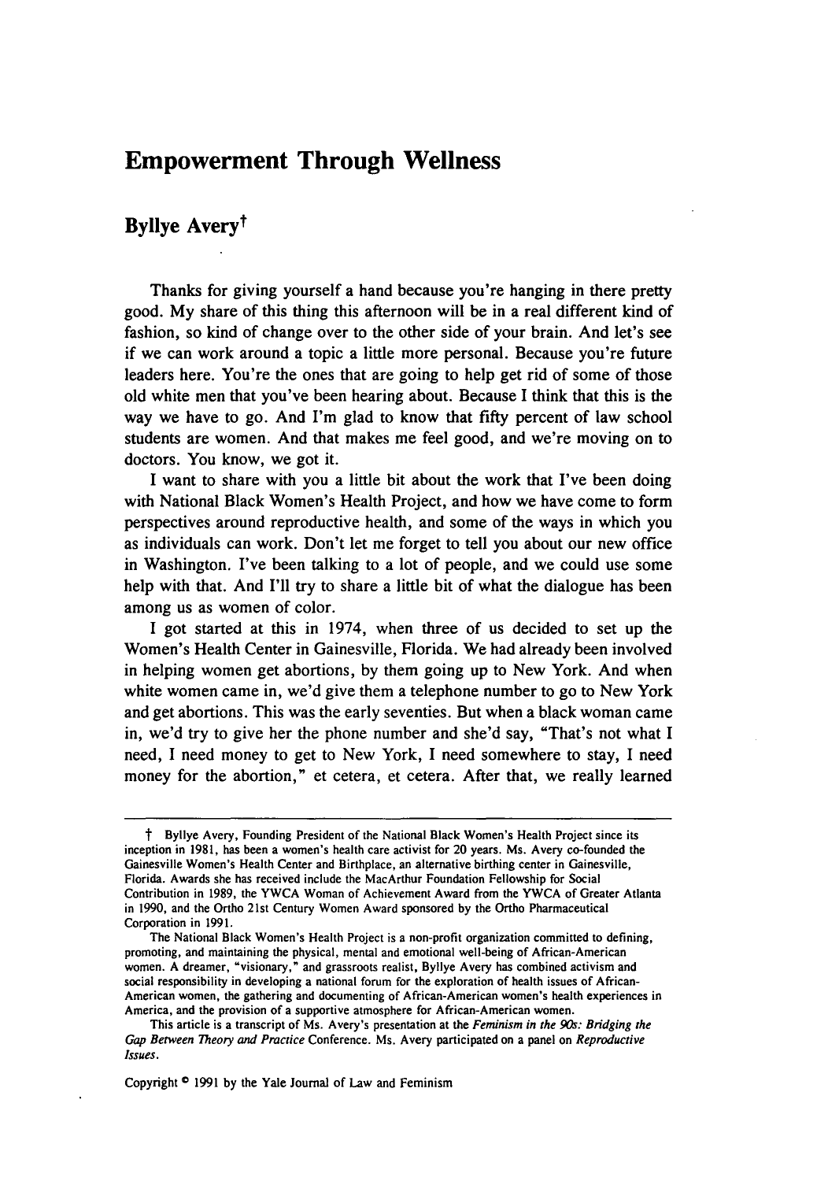# Empowerment Through Wellness

## Byllye Avery†

Thanks for giving yourself a hand because you're hanging in there pretty good. My share of this thing this afternoon will be in a real different kind of fashion, so kind of change over to the other side of your brain. And let's see if we can work around a topic a little more personal. Because you're future leaders here. You're the ones that are going to help get rid of some of those old white men that you've been hearing about. Because I think that this is the way we have to go. And I'm glad to know that fifty percent of law school students are women. And that makes me feel good, and we're moving on to doctors. You know, we got it.

I want to share with you a little bit about the work that I've been doing with National Black Women's Health Project, and how we have come to form perspectives around reproductive health, and some of the ways in which you as individuals can work. Don't let me forget to tell you about our new office in Washington. I've been talking to a lot of people, and we could use some help with that. And I'll try to share a little bit of what the dialogue has been among us as women of color.

I got started at this in 1974, when three of us decided to set up the Women's Health Center in Gainesville, Florida. We had already been involved in helping women get abortions, by them going up to New York. And when white women came in, we'd give them a telephone number to go to New York and get abortions. This was the early seventies. But when a black woman came in, we'd try to give her the phone number and she'd say, "That's not what I need, I need money to get to New York, I need somewhere to stay, I need money for the abortion," et cetera, et cetera. After that, we really learned

---

† Byllye Avery, Founding President of the National Black Women's Health Project since its inception in 1981, has been a women's health care activist for 20 years. Ms. Avery co-founded the Gainesville Women's Health Center and Birthplace, an alternative birthing center in Gainesville, Florida. Awards she has received include the MacArthur Foundation Fellowship for Social Contribution in 1989, the YWCA Woman of Achievement Award from the YWCA of Greater Atlanta in 1990, and the Ortho 21st Century Women Award sponsored by the Ortho Pharmaceutical Corporation in 1991.

The National Black Women's Health Project is a non-profit organization committed to defining, promoting, and maintaining the physical, mental and emotional well-being of African-American women. A dreamer, "visionary," and grassroots realist, Byllye Avery has combined activism and social responsibility in developing a national forum for the exploration of health issues of African-American women, the gathering and documenting of African-American women's health experiences in America, and the provision of a supportive atmosphere for African-American women.

This article is a transcript of Ms. Avery's presentation at the *Feminism in the 90s: Bridging the Gap Between Theory and Practice* Conference. Ms. Avery participated on a panel on *Reproductive Issues*.

Copyright © 1991 by the Yale Journal of Law and Feminism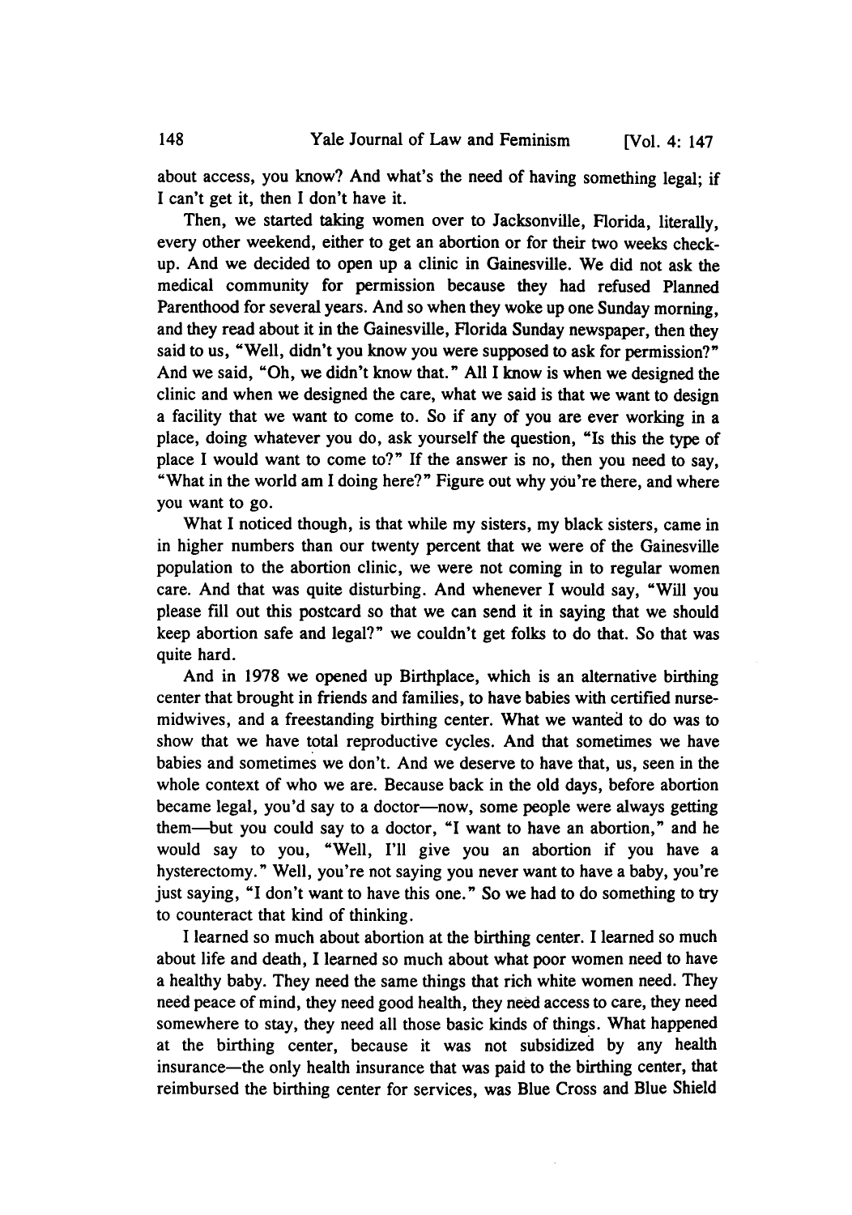about access, you know? And what's the need of having something legal; if I can't get it, then I don't have it.

Then, we started taking women over to Jacksonville, Florida, literally, every other weekend, either to get an abortion or for their two weeks check-up. And we decided to open up a clinic in Gainesville. We did not ask the medical community for permission because they had refused Planned Parenthood for several years. And so when they woke up one Sunday morning, and they read about it in the Gainesville, Florida Sunday newspaper, then they said to us, "Well, didn't you know you were supposed to ask for permission?" And we said, "Oh, we didn't know that." All I know is when we designed the clinic and when we designed the care, what we said is that we want to design a facility that we want to come to. So if any of you are ever working in a place, doing whatever you do, ask yourself the question, "Is this the type of place I would want to come to?" If the answer is no, then you need to say, "What in the world am I doing here?" Figure out why you're there, and where you want to go.

What I noticed though, is that while my sisters, my black sisters, came in in higher numbers than our twenty percent that we were of the Gainesville population to the abortion clinic, we were not coming in to regular women care. And that was quite disturbing. And whenever I would say, "Will you please fill out this postcard so that we can send it in saying that we should keep abortion safe and legal?" we couldn't get folks to do that. So that was quite hard.

And in 1978 we opened up Birthplace, which is an alternative birthing center that brought in friends and families, to have babies with certified nurse-midwives, and a freestanding birthing center. What we wanted to do was to show that we have total reproductive cycles. And that sometimes we have babies and sometimes we don't. And we deserve to have that, us, seen in the whole context of who we are. Because back in the old days, before abortion became legal, you'd say to a doctor—now, some people were always getting them—but you could say to a doctor, "I want to have an abortion," and he would say to you, "Well, I'll give you an abortion if you have a hysterectomy." Well, you're not saying you never want to have a baby, you're just saying, "I don't want to have this one." So we had to do something to try to counteract that kind of thinking.

I learned so much about abortion at the birthing center. I learned so much about life and death, I learned so much about what poor women need to have a healthy baby. They need the same things that rich white women need. They need peace of mind, they need good health, they need access to care, they need somewhere to stay, they need all those basic kinds of things. What happened at the birthing center, because it was not subsidized by any health insurance—the only health insurance that was paid to the birthing center, that reimbursed the birthing center for services, was Blue Cross and Blue Shield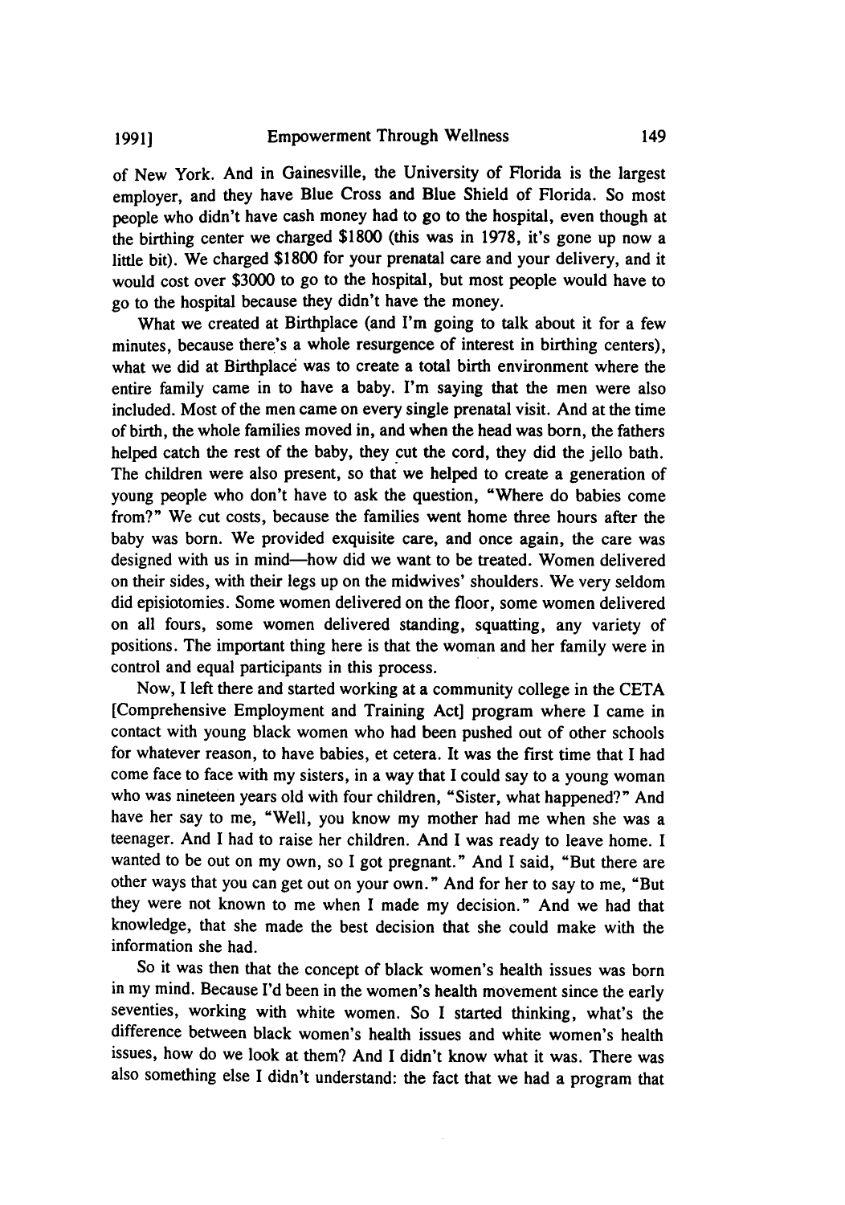of New York. And in Gainesville, the University of Florida is the largest employer, and they have Blue Cross and Blue Shield of Florida. So most people who didn't have cash money had to go to the hospital, even though at the birthing center we charged $1800 (this was in 1978, it's gone up now a little bit). We charged $1800 for your prenatal care and your delivery, and it would cost over $3000 to go to the hospital, but most people would have to go to the hospital because they didn't have the money.

What we created at Birthplace (and I'm going to talk about it for a few minutes, because there's a whole resurgence of interest in birthing centers), what we did at Birthplace was to create a total birth environment where the entire family came in to have a baby. I'm saying that the men were also included. Most of the men came on every single prenatal visit. And at the time of birth, the whole families moved in, and when the head was born, the fathers helped catch the rest of the baby, they cut the cord, they did the jello bath. The children were also present, so that we helped to create a generation of young people who don't have to ask the question, "Where do babies come from?" We cut costs, because the families went home three hours after the baby was born. We provided exquisite care, and once again, the care was designed with us in mind—how did we want to be treated. Women delivered on their sides, with their legs up on the midwives' shoulders. We very seldom did episiotomies. Some women delivered on the floor, some women delivered on all fours, some women delivered standing, squatting, any variety of positions. The important thing here is that the woman and her family were in control and equal participants in this process.

Now, I left there and started working at a community college in the CETA [Comprehensive Employment and Training Act] program where I came in contact with young black women who had been pushed out of other schools for whatever reason, to have babies, et cetera. It was the first time that I had come face to face with my sisters, in a way that I could say to a young woman who was nineteen years old with four children, "Sister, what happened?" And have her say to me, "Well, you know my mother had me when she was a teenager. And I had to raise her children. And I was ready to leave home. I wanted to be out on my own, so I got pregnant." And I said, "But there are other ways that you can get out on your own." And for her to say to me, "But they were not known to me when I made my decision." And we had that knowledge, that she made the best decision that she could make with the information she had.

So it was then that the concept of black women's health issues was born in my mind. Because I'd been in the women's health movement since the early seventies, working with white women. So I started thinking, what's the difference between black women's health issues and white women's health issues, how do we look at them? And I didn't know what it was. There was also something else I didn't understand: the fact that we had a program that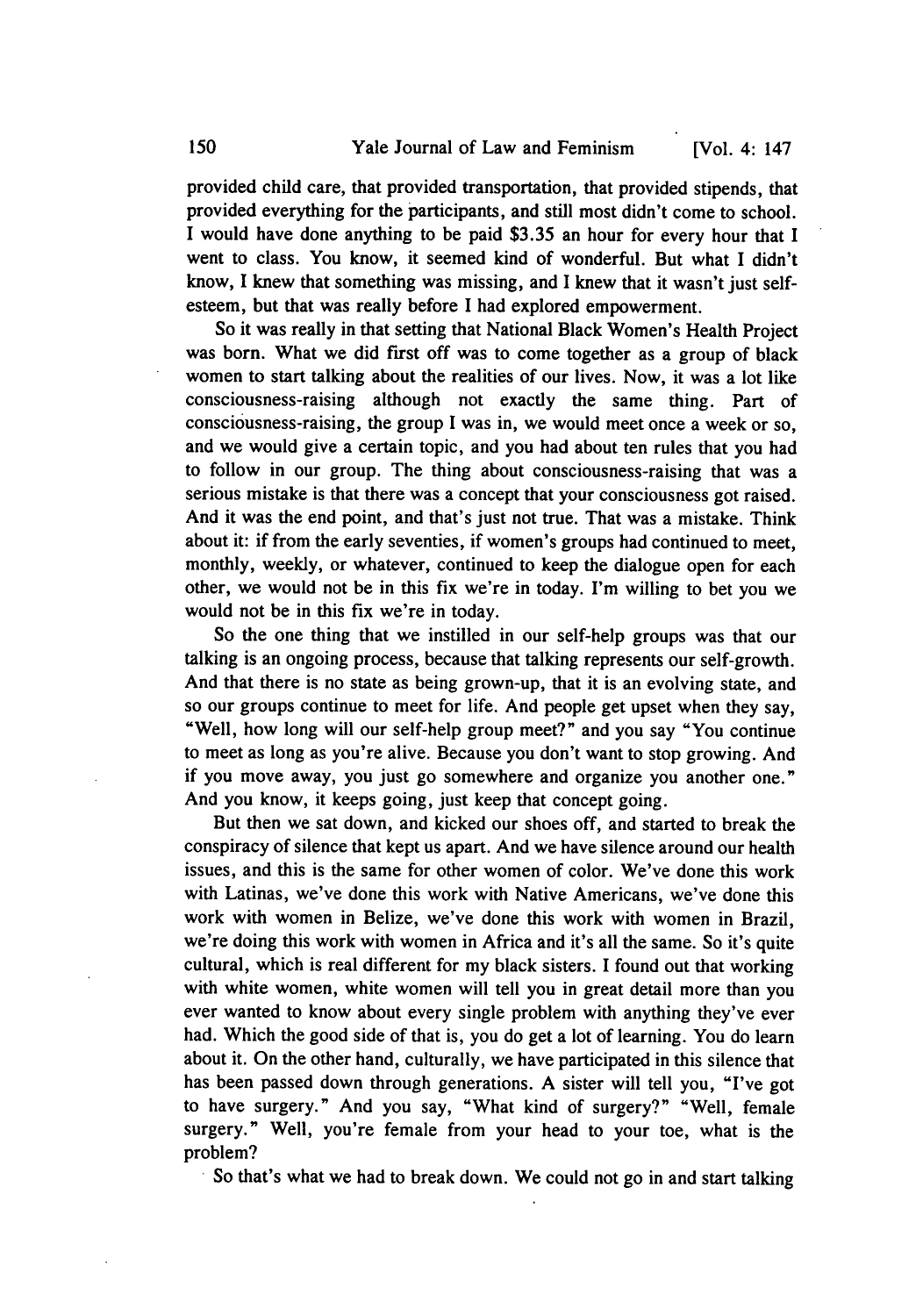provided child care, that provided transportation, that provided stipends, that provided everything for the participants, and still most didn't come to school. I would have done anything to be paid $3.35 an hour for every hour that I went to class. You know, it seemed kind of wonderful. But what I didn't know, I knew that something was missing, and I knew that it wasn't just self-esteem, but that was really before I had explored empowerment.

So it was really in that setting that National Black Women's Health Project was born. What we did first off was to come together as a group of black women to start talking about the realities of our lives. Now, it was a lot like consciousness-raising although not exactly the same thing. Part of consciousness-raising, the group I was in, we would meet once a week or so, and we would give a certain topic, and you had about ten rules that you had to follow in our group. The thing about consciousness-raising that was a serious mistake is that there was a concept that your consciousness got raised. And it was the end point, and that's just not true. That was a mistake. Think about it: if from the early seventies, if women's groups had continued to meet, monthly, weekly, or whatever, continued to keep the dialogue open for each other, we would not be in this fix we're in today. I'm willing to bet you we would not be in this fix we're in today.

So the one thing that we instilled in our self-help groups was that our talking is an ongoing process, because that talking represents our self-growth. And that there is no state as being grown-up, that it is an evolving state, and so our groups continue to meet for life. And people get upset when they say, "Well, how long will our self-help group meet?" and you say "You continue to meet as long as you're alive. Because you don't want to stop growing. And if you move away, you just go somewhere and organize you another one." And you know, it keeps going, just keep that concept going.

But then we sat down, and kicked our shoes off, and started to break the conspiracy of silence that kept us apart. And we have silence around our health issues, and this is the same for other women of color. We've done this work with Latinas, we've done this work with Native Americans, we've done this work with women in Belize, we've done this work with women in Brazil, we're doing this work with women in Africa and it's all the same. So it's quite cultural, which is real different for my black sisters. I found out that working with white women, white women will tell you in great detail more than you ever wanted to know about every single problem with anything they've ever had. Which the good side of that is, you do get a lot of learning. You do learn about it. On the other hand, culturally, we have participated in this silence that has been passed down through generations. A sister will tell you, "I've got to have surgery." And you say, "What kind of surgery?" "Well, female surgery." Well, you're female from your head to your toe, what is the problem?

So that's what we had to break down. We could not go in and start talking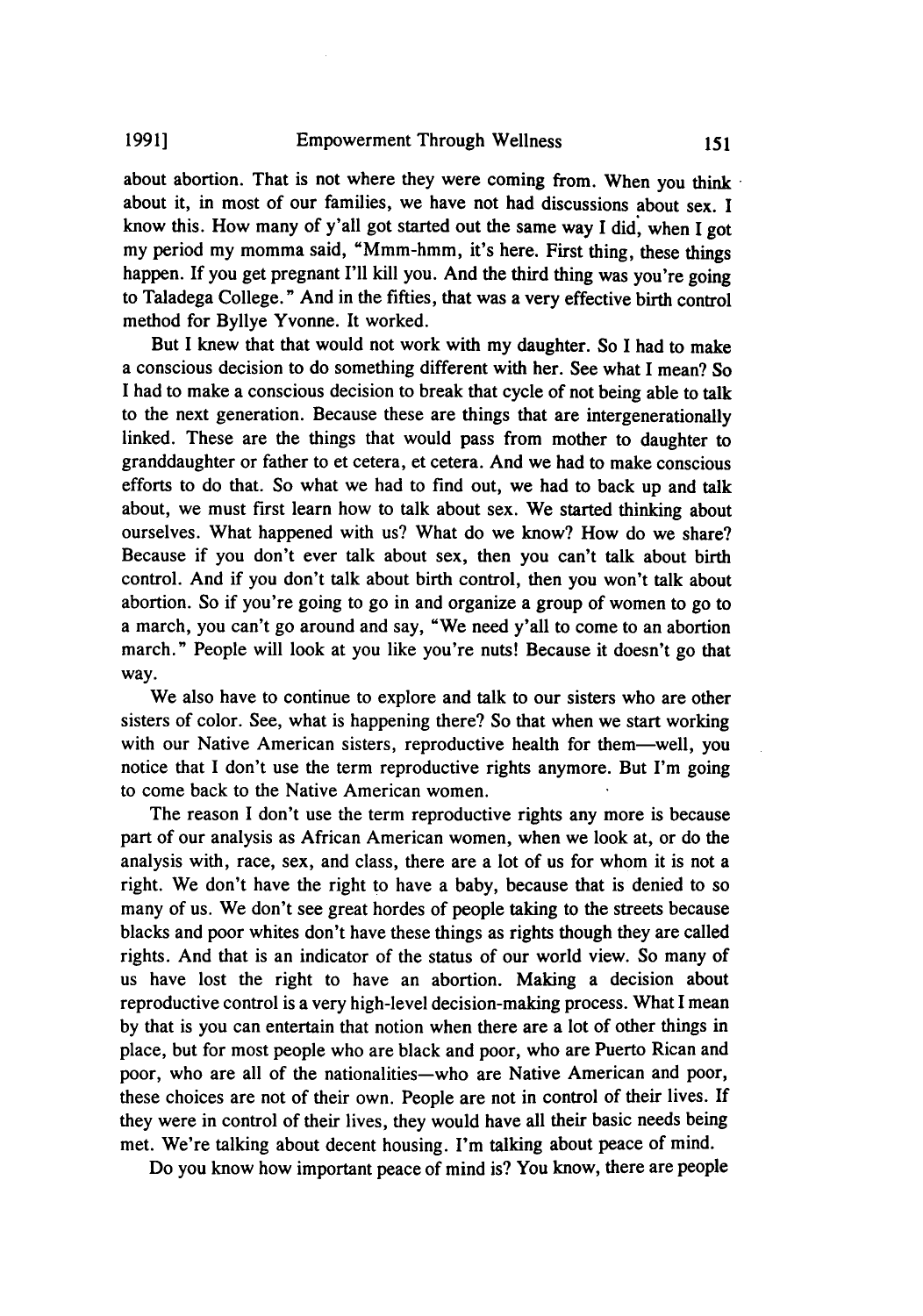about abortion. That is not where they were coming from. When you think about it, in most of our families, we have not had discussions about sex. I know this. How many of y'all got started out the same way I did, when I got my period my momma said, "Mmm-hmm, it's here. First thing, these things happen. If you get pregnant I'll kill you. And the third thing was you're going to Taladega College." And in the fifties, that was a very effective birth control method for Byllye Yvonne. It worked.

But I knew that that would not work with my daughter. So I had to make a conscious decision to do something different with her. See what I mean? So I had to make a conscious decision to break that cycle of not being able to talk to the next generation. Because these are things that are intergenerationally linked. These are the things that would pass from mother to daughter to granddaughter or father to et cetera, et cetera. And we had to make conscious efforts to do that. So what we had to find out, we had to back up and talk about, we must first learn how to talk about sex. We started thinking about ourselves. What happened with us? What do we know? How do we share? Because if you don't ever talk about sex, then you can't talk about birth control. And if you don't talk about birth control, then you won't talk about abortion. So if you're going to go in and organize a group of women to go to a march, you can't go around and say, "We need y'all to come to an abortion march." People will look at you like you're nuts! Because it doesn't go that way.

We also have to continue to explore and talk to our sisters who are other sisters of color. See, what is happening there? So that when we start working with our Native American sisters, reproductive health for them—well, you notice that I don't use the term reproductive rights anymore. But I'm going to come back to the Native American women.

The reason I don't use the term reproductive rights any more is because part of our analysis as African American women, when we look at, or do the analysis with, race, sex, and class, there are a lot of us for whom it is not a right. We don't have the right to have a baby, because that is denied to so many of us. We don't see great hordes of people taking to the streets because blacks and poor whites don't have these things as rights though they are called rights. And that is an indicator of the status of our world view. So many of us have lost the right to have an abortion. Making a decision about reproductive control is a very high-level decision-making process. What I mean by that is you can entertain that notion when there are a lot of other things in place, but for most people who are black and poor, who are Puerto Rican and poor, who are all of the nationalities—who are Native American and poor, these choices are not of their own. People are not in control of their lives. If they were in control of their lives, they would have all their basic needs being met. We're talking about decent housing. I'm talking about peace of mind.

Do you know how important peace of mind is? You know, there are people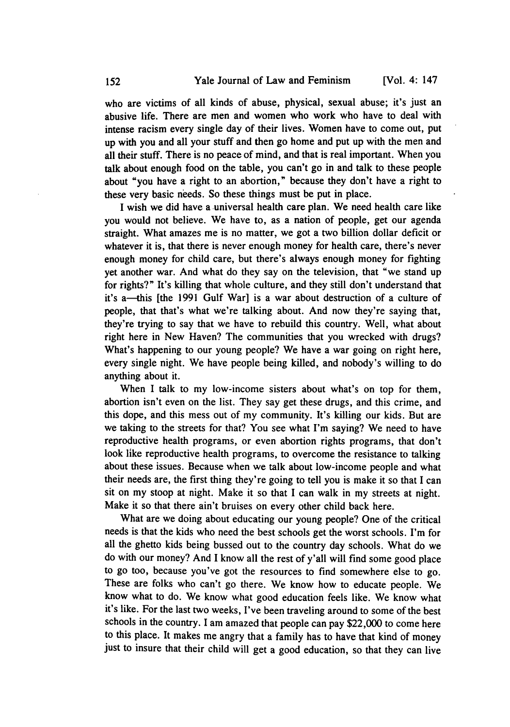who are victims of all kinds of abuse, physical, sexual abuse; it's just an abusive life. There are men and women who work who have to deal with intense racism every single day of their lives. Women have to come out, put up with you and all your stuff and then go home and put up with the men and all their stuff. There is no peace of mind, and that is real important. When you talk about enough food on the table, you can't go in and talk to these people about "you have a right to an abortion," because they don't have a right to these very basic needs. So these things must be put in place.

I wish we did have a universal health care plan. We need health care like you would not believe. We have to, as a nation of people, get our agenda straight. What amazes me is no matter, we got a two billion dollar deficit or whatever it is, that there is never enough money for health care, there's never enough money for child care, but there's always enough money for fighting yet another war. And what do they say on the television, that "we stand up for rights?" It's killing that whole culture, and they still don't understand that it's a—this [the 1991 Gulf War] is a war about destruction of a culture of people, that that's what we're talking about. And now they're saying that, they're trying to say that we have to rebuild this country. Well, what about right here in New Haven? The communities that you wrecked with drugs? What's happening to our young people? We have a war going on right here, every single night. We have people being killed, and nobody's willing to do anything about it.

When I talk to my low-income sisters about what's on top for them, abortion isn't even on the list. They say get these drugs, and this crime, and this dope, and this mess out of my community. It's killing our kids. But are we taking to the streets for that? You see what I'm saying? We need to have reproductive health programs, or even abortion rights programs, that don't look like reproductive health programs, to overcome the resistance to talking about these issues. Because when we talk about low-income people and what their needs are, the first thing they're going to tell you is make it so that I can sit on my stoop at night. Make it so that I can walk in my streets at night. Make it so that there ain't bruises on every other child back here.

What are we doing about educating our young people? One of the critical needs is that the kids who need the best schools get the worst schools. I'm for all the ghetto kids being bussed out to the country day schools. What do we do with our money? And I know all the rest of y'all will find some good place to go too, because you've got the resources to find somewhere else to go. These are folks who can't go there. We know how to educate people. We know what to do. We know what good education feels like. We know what it's like. For the last two weeks, I've been traveling around to some of the best schools in the country. I am amazed that people can pay $22,000 to come here to this place. It makes me angry that a family has to have that kind of money just to insure that their child will get a good education, so that they can live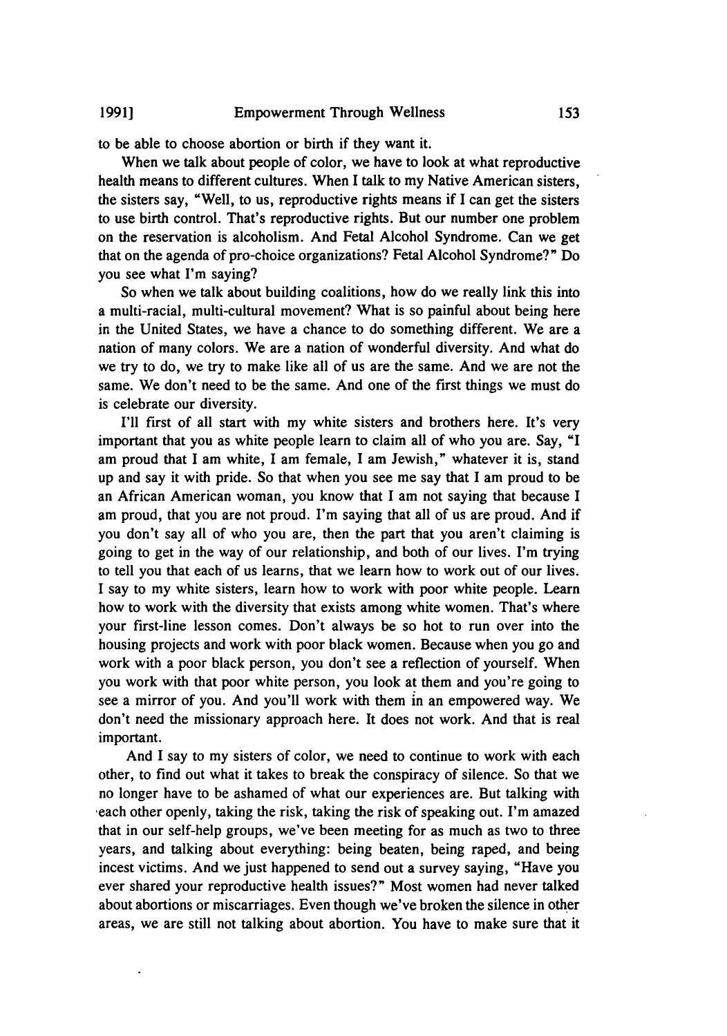to be able to choose abortion or birth if they want it.

When we talk about people of color, we have to look at what reproductive health means to different cultures. When I talk to my Native American sisters, the sisters say, "Well, to us, reproductive rights means if I can get the sisters to use birth control. That's reproductive rights. But our number one problem on the reservation is alcoholism. And Fetal Alcohol Syndrome. Can we get that on the agenda of pro-choice organizations? Fetal Alcohol Syndrome?" Do you see what I'm saying?

So when we talk about building coalitions, how do we really link this into a multi-racial, multi-cultural movement? What is so painful about being here in the United States, we have a chance to do something different. We are a nation of many colors. We are a nation of wonderful diversity. And what do we try to do, we try to make like all of us are the same. And we are not the same. We don't need to be the same. And one of the first things we must do is celebrate our diversity.

I'll first of all start with my white sisters and brothers here. It's very important that you as white people learn to claim all of who you are. Say, "I am proud that I am white, I am female, I am Jewish," whatever it is, stand up and say it with pride. So that when you see me say that I am proud to be an African American woman, you know that I am not saying that because I am proud, that you are not proud. I'm saying that all of us are proud. And if you don't say all of who you are, then the part that you aren't claiming is going to get in the way of our relationship, and both of our lives. I'm trying to tell you that each of us learns, that we learn how to work out of our lives. I say to my white sisters, learn how to work with poor white people. Learn how to work with the diversity that exists among white women. That's where your first-line lesson comes. Don't always be so hot to run over into the housing projects and work with poor black women. Because when you go and work with a poor black person, you don't see a reflection of yourself. When you work with that poor white person, you look at them and you're going to see a mirror of you. And you'll work with them in an empowered way. We don't need the missionary approach here. It does not work. And that is real important.

And I say to my sisters of color, we need to continue to work with each other, to find out what it takes to break the conspiracy of silence. So that we no longer have to be ashamed of what our experiences are. But talking with each other openly, taking the risk, taking the risk of speaking out. I'm amazed that in our self-help groups, we've been meeting for as much as two to three years, and talking about everything: being beaten, being raped, and being incest victims. And we just happened to send out a survey saying, "Have you ever shared your reproductive health issues?" Most women had never talked about abortions or miscarriages. Even though we've broken the silence in other areas, we are still not talking about abortion. You have to make sure that it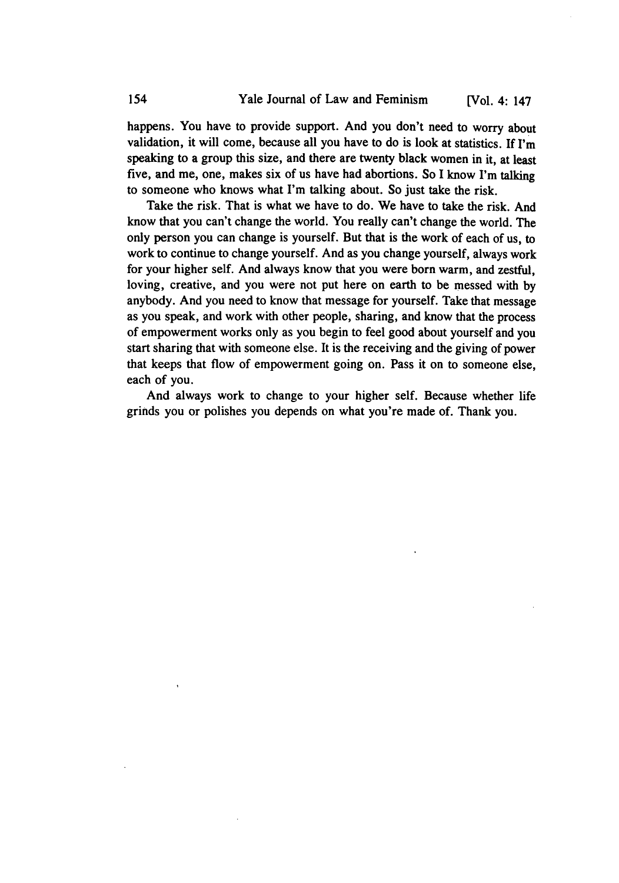happens. You have to provide support. And you don't need to worry about validation, it will come, because all you have to do is look at statistics. If I'm speaking to a group this size, and there are twenty black women in it, at least five, and me, one, makes six of us have had abortions. So I know I'm talking to someone who knows what I'm talking about. So just take the risk.

Take the risk. That is what we have to do. We have to take the risk. And know that you can't change the world. You really can't change the world. The only person you can change is yourself. But that is the work of each of us, to work to continue to change yourself. And as you change yourself, always work for your higher self. And always know that you were born warm, and zestful, loving, creative, and you were not put here on earth to be messed with by anybody. And you need to know that message for yourself. Take that message as you speak, and work with other people, sharing, and know that the process of empowerment works only as you begin to feel good about yourself and you start sharing that with someone else. It is the receiving and the giving of power that keeps that flow of empowerment going on. Pass it on to someone else, each of you.

And always work to change to your higher self. Because whether life grinds you or polishes you depends on what you're made of. Thank you.